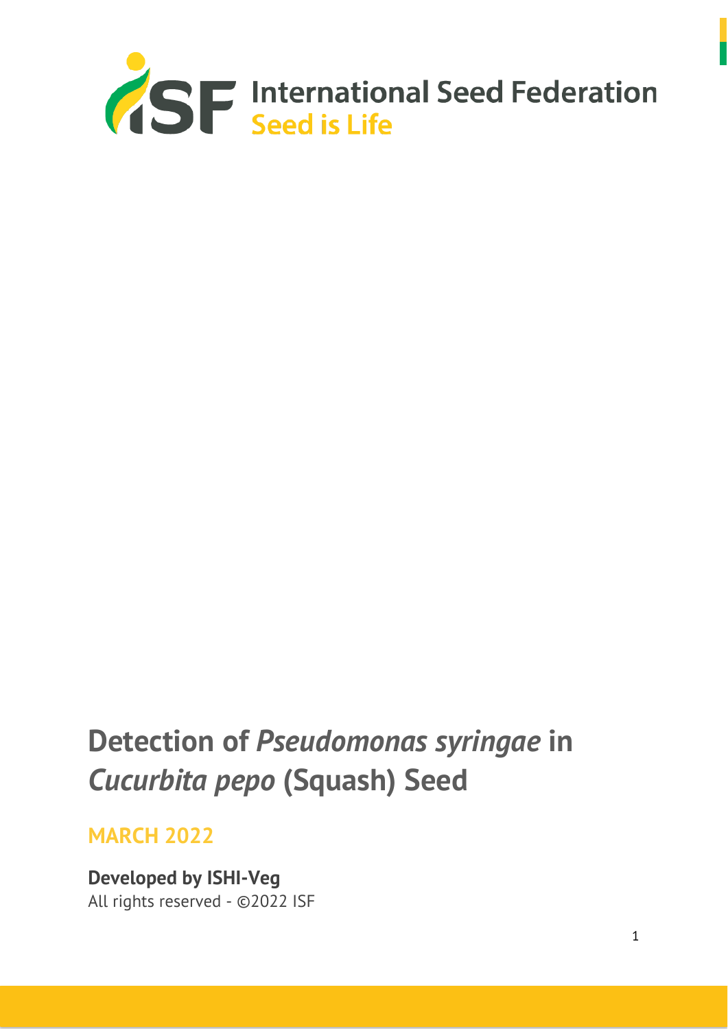International Seed Federation
Seed is Life

# Detection of *Pseudomonas syringae* in *Cucurbita pepo* (Squash) Seed

## MARCH 2022

**Developed by ISHI-Veg**
All rights reserved - ©2022 ISF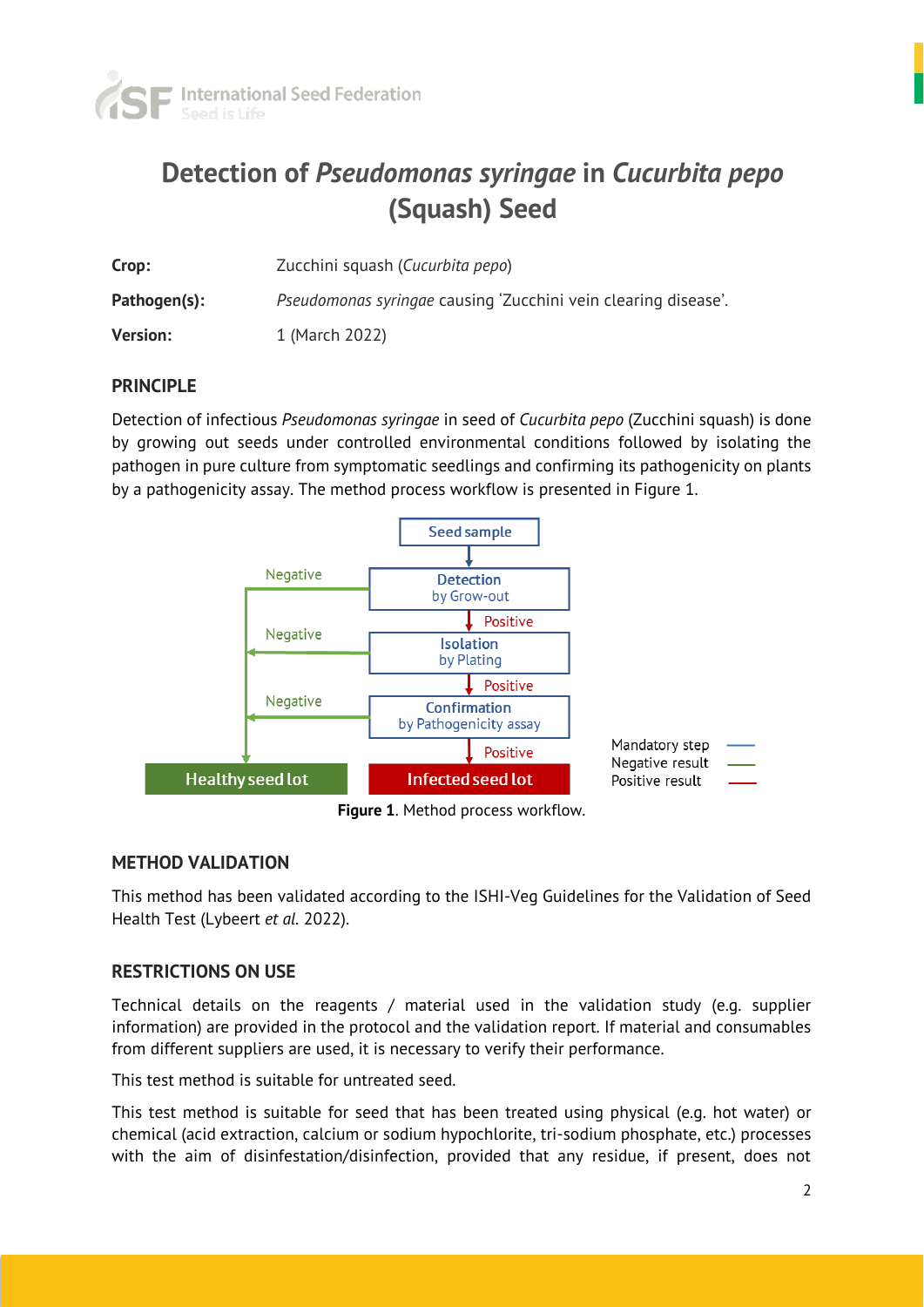# Detection of *Pseudomonas syringae* in *Cucurbita pepo* (Squash) Seed

**Crop:** Zucchini squash (*Cucurbita pepo*)

**Pathogen(s):** *Pseudomonas syringae* causing 'Zucchini vein clearing disease'.

**Version:** 1 (March 2022)

## PRINCIPLE

Detection of infectious *Pseudomonas syringae* in seed of *Cucurbita pepo* (Zucchini squash) is done by growing out seeds under controlled environmental conditions followed by isolating the pathogen in pure culture from symptomatic seedlings and confirming its pathogenicity on plants by a pathogenicity assay. The method process workflow is presented in Figure 1.

Seed sample → **Detection** by Grow-out → (Positive) → **Isolation** by Plating → (Positive) → **Confirmation** by Pathogenicity assay → (Positive) → Infected seed lot

Negative (at any step) → Healthy seed lot

Mandatory step — Negative result — Positive result

**Figure 1**. Method process workflow.

## METHOD VALIDATION

This method has been validated according to the ISHI-Veg Guidelines for the Validation of Seed Health Test (Lybeert *et al.* 2022).

## RESTRICTIONS ON USE

Technical details on the reagents / material used in the validation study (e.g. supplier information) are provided in the protocol and the validation report. If material and consumables from different suppliers are used, it is necessary to verify their performance.

This test method is suitable for untreated seed.

This test method is suitable for seed that has been treated using physical (e.g. hot water) or chemical (acid extraction, calcium or sodium hypochlorite, tri-sodium phosphate, etc.) processes with the aim of disinfestation/disinfection, provided that any residue, if present, does not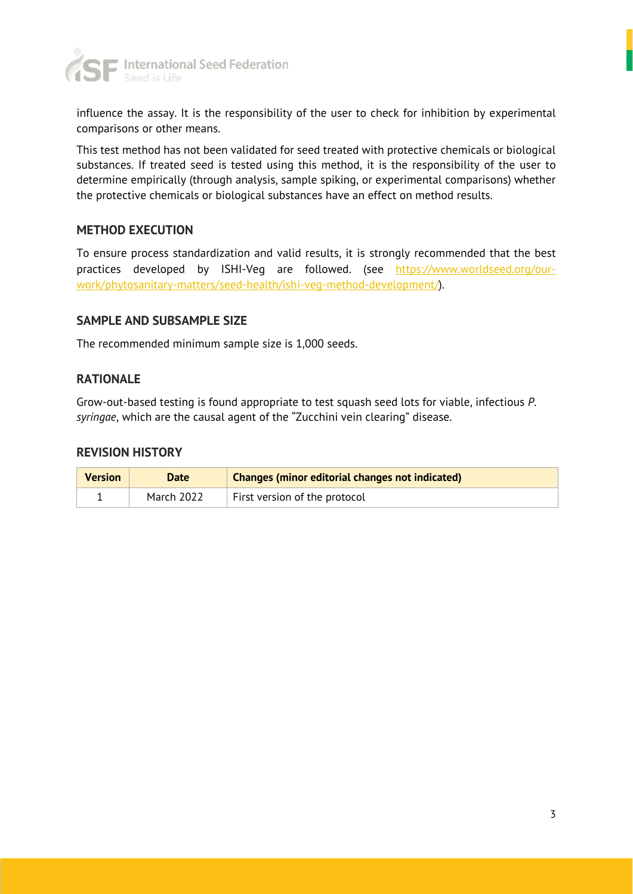influence the assay. It is the responsibility of the user to check for inhibition by experimental comparisons or other means.

This test method has not been validated for seed treated with protective chemicals or biological substances. If treated seed is tested using this method, it is the responsibility of the user to determine empirically (through analysis, sample spiking, or experimental comparisons) whether the protective chemicals or biological substances have an effect on method results.

## METHOD EXECUTION

To ensure process standardization and valid results, it is strongly recommended that the best practices developed by ISHI-Veg are followed. (see [https://www.worldseed.org/our-work/phytosanitary-matters/seed-health/ishi-veg-method-development/](https://www.worldseed.org/our-work/phytosanitary-matters/seed-health/ishi-veg-method-development/)).

## SAMPLE AND SUBSAMPLE SIZE

The recommended minimum sample size is 1,000 seeds.

## RATIONALE

Grow-out-based testing is found appropriate to test squash seed lots for viable, infectious *P. syringae*, which are the causal agent of the "Zucchini vein clearing" disease.

## REVISION HISTORY

| Version | Date | Changes (minor editorial changes not indicated) |
|---|---|---|
| 1 | March 2022 | First version of the protocol |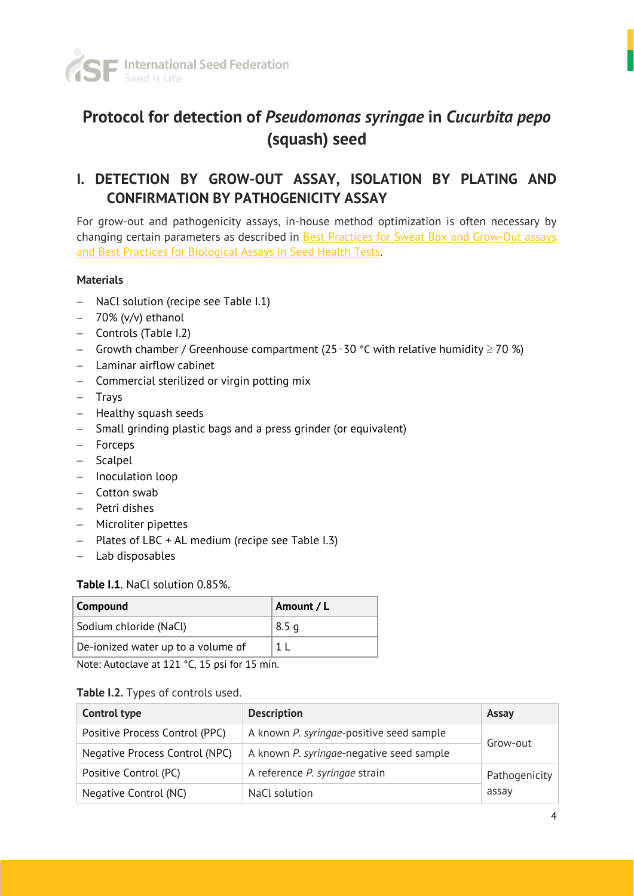# Protocol for detection of *Pseudomonas syringae* in *Cucurbita pepo* (squash) seed

## I. DETECTION BY GROW-OUT ASSAY, ISOLATION BY PLATING AND CONFIRMATION BY PATHOGENICITY ASSAY

For grow-out and pathogenicity assays, in-house method optimization is often necessary by changing certain parameters as described in Best Practices for Sweat Box and Grow-Out assays and Best Practices for Biological Assays in Seed Health Tests.

### Materials

- NaCl solution (recipe see Table I.1)
- 70% (v/v) ethanol
- Controls (Table I.2)
- Growth chamber / Greenhouse compartment (25‑30 °C with relative humidity ≥ 70 %)
- Laminar airflow cabinet
- Commercial sterilized or virgin potting mix
- Trays
- Healthy squash seeds
- Small grinding plastic bags and a press grinder (or equivalent)
- Forceps
- Scalpel
- Inoculation loop
- Cotton swab
- Petri dishes
- Microliter pipettes
- Plates of LBC + AL medium (recipe see Table I.3)
- Lab disposables

**Table I.1**. NaCl solution 0.85%.

| Compound | Amount / L |
|---|---|
| Sodium chloride (NaCl) | 8.5 g |
| De-ionized water up to a volume of | 1 L |

Note: Autoclave at 121 °C, 15 psi for 15 min.

**Table I.2.** Types of controls used.

| Control type | Description | Assay |
|---|---|---|
| Positive Process Control (PPC) | A known *P. syringae*-positive seed sample | Grow-out |
| Negative Process Control (NPC) | A known *P. syringae*-negative seed sample | |
| Positive Control (PC) | A reference *P. syringae* strain | Pathogenicity assay |
| Negative Control (NC) | NaCl solution | |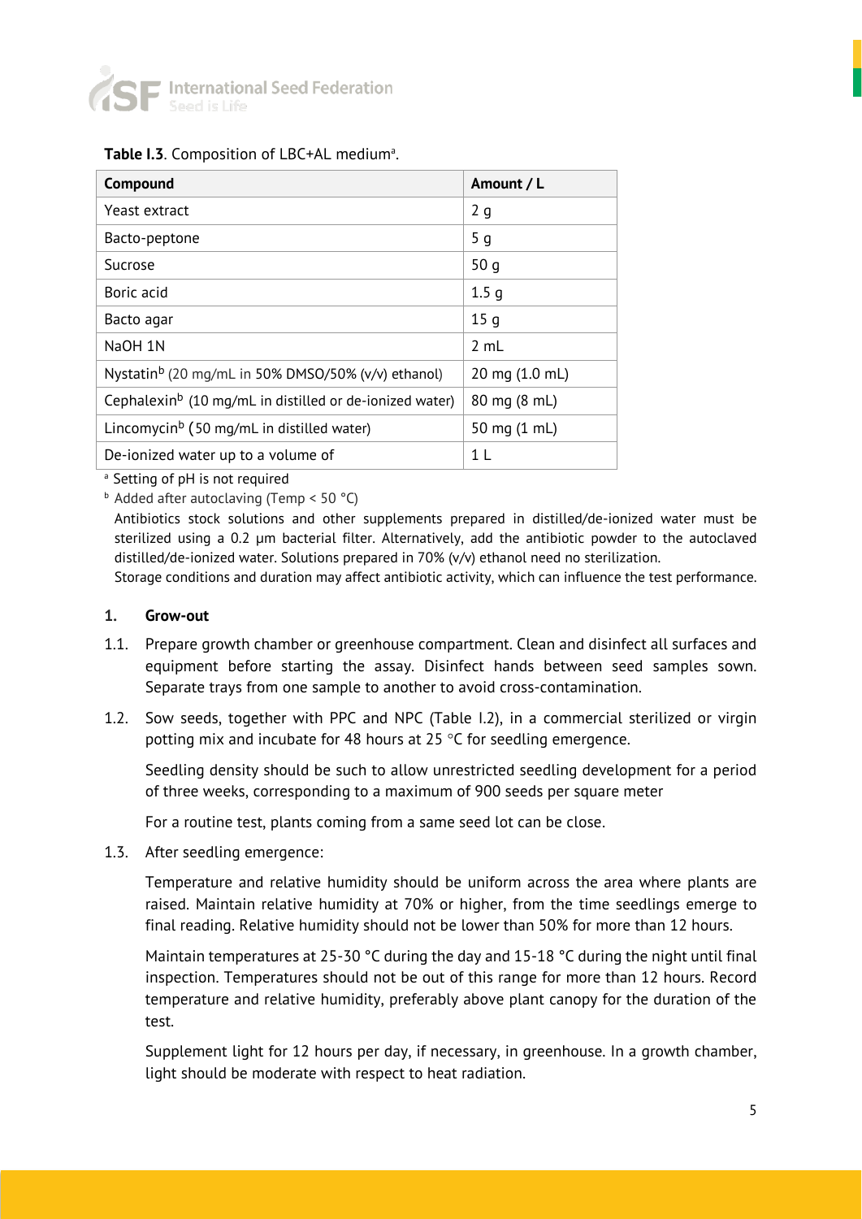**Table I.3**. Composition of LBC+AL medium[a].

| Compound | Amount / L |
|---|---|
| Yeast extract | 2 g |
| Bacto-peptone | 5 g |
| Sucrose | 50 g |
| Boric acid | 1.5 g |
| Bacto agar | 15 g |
| NaOH 1N | 2 mL |
| Nystatin[b] (20 mg/mL in 50% DMSO/50% (v/v) ethanol) | 20 mg (1.0 mL) |
| Cephalexin[b] (10 mg/mL in distilled or de-ionized water) | 80 mg (8 mL) |
| Lincomycin[b] (50 mg/mL in distilled water) | 50 mg (1 mL) |
| De-ionized water up to a volume of | 1 L |

[a] Setting of pH is not required

[b] Added after autoclaving (Temp < 50 °C)

Antibiotics stock solutions and other supplements prepared in distilled/de-ionized water must be sterilized using a 0.2 µm bacterial filter. Alternatively, add the antibiotic powder to the autoclaved distilled/de-ionized water. Solutions prepared in 70% (v/v) ethanol need no sterilization.

Storage conditions and duration may affect antibiotic activity, which can influence the test performance.

## 1. Grow-out

1.1. Prepare growth chamber or greenhouse compartment. Clean and disinfect all surfaces and equipment before starting the assay. Disinfect hands between seed samples sown. Separate trays from one sample to another to avoid cross-contamination.

1.2. Sow seeds, together with PPC and NPC (Table I.2), in a commercial sterilized or virgin potting mix and incubate for 48 hours at 25 °C for seedling emergence.

Seedling density should be such to allow unrestricted seedling development for a period of three weeks, corresponding to a maximum of 900 seeds per square meter

For a routine test, plants coming from a same seed lot can be close.

1.3. After seedling emergence:

Temperature and relative humidity should be uniform across the area where plants are raised. Maintain relative humidity at 70% or higher, from the time seedlings emerge to final reading. Relative humidity should not be lower than 50% for more than 12 hours.

Maintain temperatures at 25-30 °C during the day and 15-18 °C during the night until final inspection. Temperatures should not be out of this range for more than 12 hours. Record temperature and relative humidity, preferably above plant canopy for the duration of the test.

Supplement light for 12 hours per day, if necessary, in greenhouse. In a growth chamber, light should be moderate with respect to heat radiation.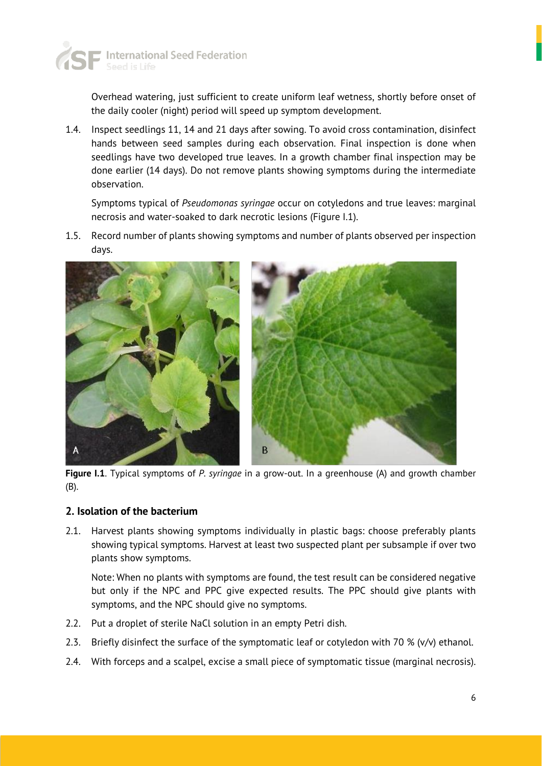Overhead watering, just sufficient to create uniform leaf wetness, shortly before onset of the daily cooler (night) period will speed up symptom development.

1.4. Inspect seedlings 11, 14 and 21 days after sowing. To avoid cross contamination, disinfect hands between seed samples during each observation. Final inspection is done when seedlings have two developed true leaves. In a growth chamber final inspection may be done earlier (14 days). Do not remove plants showing symptoms during the intermediate observation.

   Symptoms typical of *Pseudomonas syringae* occur on cotyledons and true leaves: marginal necrosis and water-soaked to dark necrotic lesions (Figure I.1).

1.5. Record number of plants showing symptoms and number of plants observed per inspection days.

**Figure I.1**. Typical symptoms of *P. syringae* in a grow-out. In a greenhouse (A) and growth chamber (B).

## 2. Isolation of the bacterium

2.1. Harvest plants showing symptoms individually in plastic bags: choose preferably plants showing typical symptoms. Harvest at least two suspected plant per subsample if over two plants show symptoms.

   Note: When no plants with symptoms are found, the test result can be considered negative but only if the NPC and PPC give expected results. The PPC should give plants with symptoms, and the NPC should give no symptoms.

2.2. Put a droplet of sterile NaCl solution in an empty Petri dish.

2.3. Briefly disinfect the surface of the symptomatic leaf or cotyledon with 70 % (v/v) ethanol.

2.4. With forceps and a scalpel, excise a small piece of symptomatic tissue (marginal necrosis).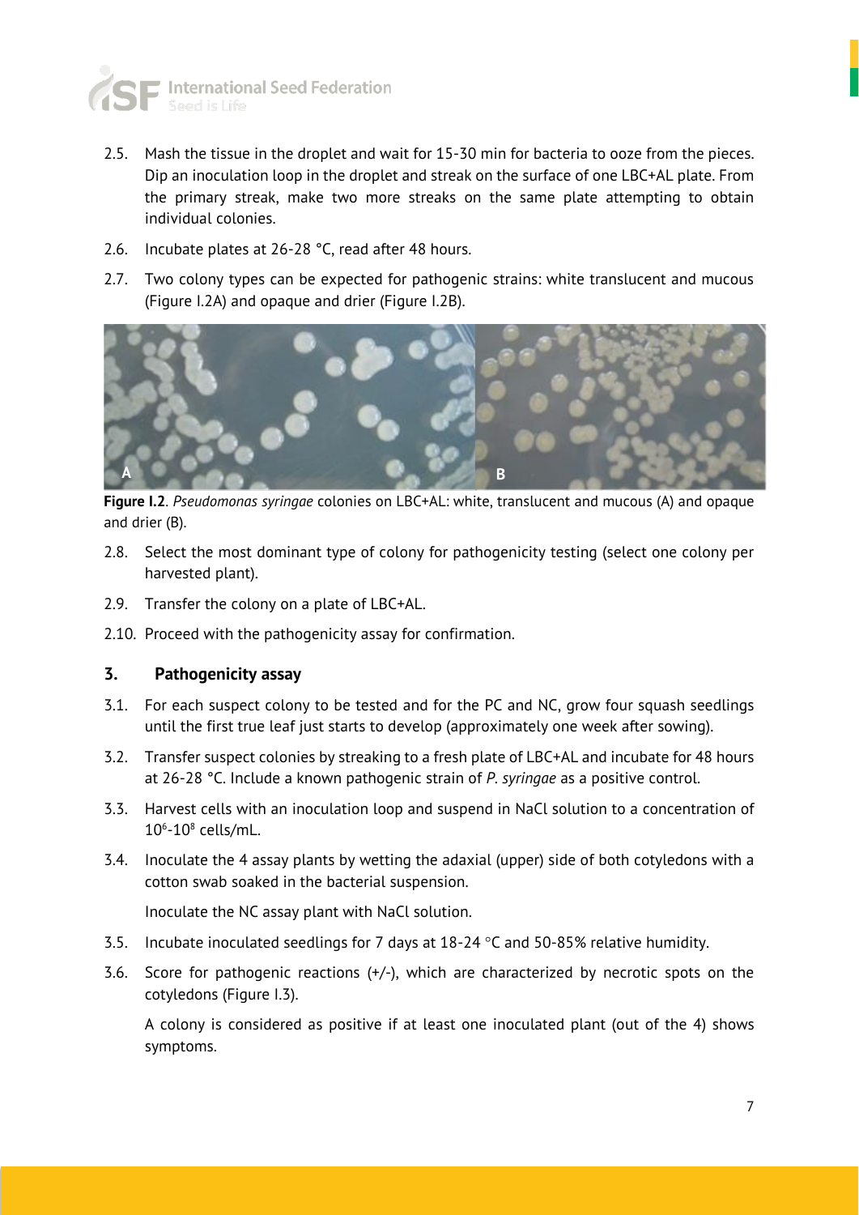2.5. Mash the tissue in the droplet and wait for 15-30 min for bacteria to ooze from the pieces. Dip an inoculation loop in the droplet and streak on the surface of one LBC+AL plate. From the primary streak, make two more streaks on the same plate attempting to obtain individual colonies.

2.6. Incubate plates at 26-28 °C, read after 48 hours.

2.7. Two colony types can be expected for pathogenic strains: white translucent and mucous (Figure I.2A) and opaque and drier (Figure I.2B).

**Figure I.2**. *Pseudomonas syringae* colonies on LBC+AL: white, translucent and mucous (A) and opaque and drier (B).

2.8. Select the most dominant type of colony for pathogenicity testing (select one colony per harvested plant).

2.9. Transfer the colony on a plate of LBC+AL.

2.10. Proceed with the pathogenicity assay for confirmation.

## 3. Pathogenicity assay

3.1. For each suspect colony to be tested and for the PC and NC, grow four squash seedlings until the first true leaf just starts to develop (approximately one week after sowing).

3.2. Transfer suspect colonies by streaking to a fresh plate of LBC+AL and incubate for 48 hours at 26-28 °C. Include a known pathogenic strain of *P. syringae* as a positive control.

3.3. Harvest cells with an inoculation loop and suspend in NaCl solution to a concentration of $10^6$-$10^8$ cells/mL.

3.4. Inoculate the 4 assay plants by wetting the adaxial (upper) side of both cotyledons with a cotton swab soaked in the bacterial suspension.

Inoculate the NC assay plant with NaCl solution.

3.5. Incubate inoculated seedlings for 7 days at 18-24 °C and 50-85% relative humidity.

3.6. Score for pathogenic reactions (+/-), which are characterized by necrotic spots on the cotyledons (Figure I.3).

A colony is considered as positive if at least one inoculated plant (out of the 4) shows symptoms.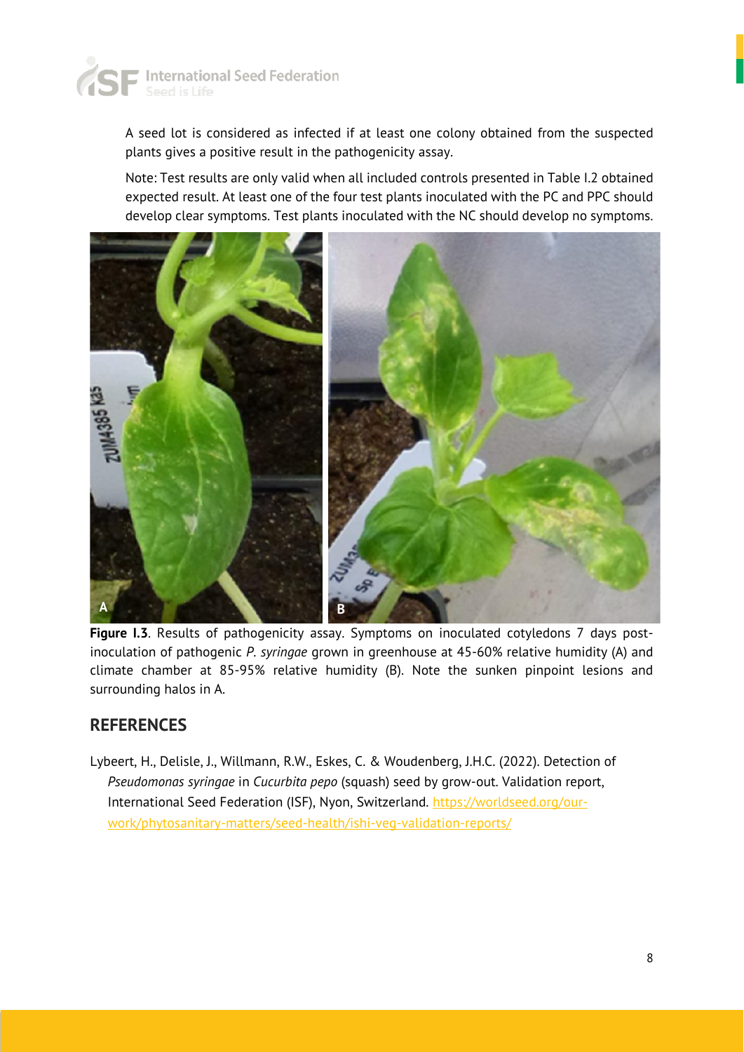A seed lot is considered as infected if at least one colony obtained from the suspected plants gives a positive result in the pathogenicity assay.

Note: Test results are only valid when all included controls presented in Table I.2 obtained expected result. At least one of the four test plants inoculated with the PC and PPC should develop clear symptoms. Test plants inoculated with the NC should develop no symptoms.

**Figure I.3**. Results of pathogenicity assay. Symptoms on inoculated cotyledons 7 days post-inoculation of pathogenic *P. syringae* grown in greenhouse at 45-60% relative humidity (A) and climate chamber at 85-95% relative humidity (B). Note the sunken pinpoint lesions and surrounding halos in A.

## REFERENCES

Lybeert, H., Delisle, J., Willmann, R.W., Eskes, C. & Woudenberg, J.H.C. (2022). Detection of *Pseudomonas syringae* in *Cucurbita pepo* (squash) seed by grow-out. Validation report, International Seed Federation (ISF), Nyon, Switzerland. https://worldseed.org/our-work/phytosanitary-matters/seed-health/ishi-veg-validation-reports/